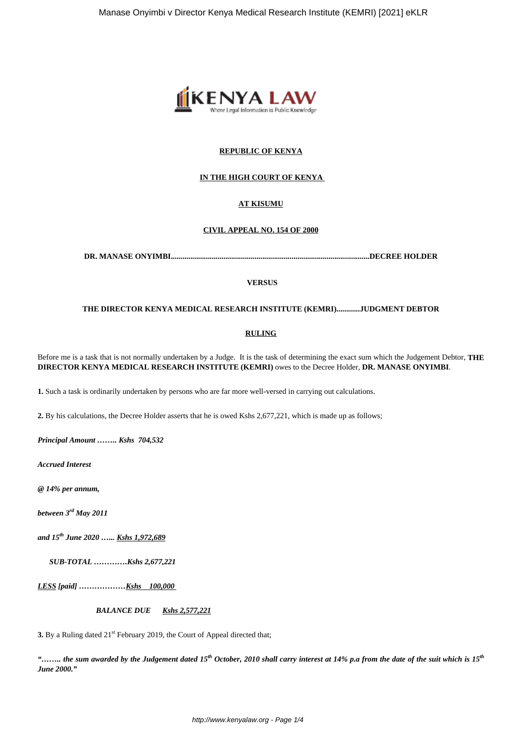**REPUBLIC OF KENYA**

**IN THE HIGH COURT OF KENYA**

**AT KISUMU**

**CIVIL APPEAL NO. 154 OF 2000**

**DR. MANASE ONYIMBI.....................................................................................................DECREE HOLDER**

**VERSUS**

**THE DIRECTOR KENYA MEDICAL RESEARCH INSTITUTE (KEMRI)............JUDGMENT DEBTOR**

**RULING**

Before me is a task that is not normally undertaken by a Judge. It is the task of determining the exact sum which the Judgement Debtor, **THE DIRECTOR KENYA MEDICAL RESEARCH INSTITUTE (KEMRI)** owes to the Decree Holder, **DR. MANASE ONYIMBI**.

**1.** Such a task is ordinarily undertaken by persons who are far more well-versed in carrying out calculations.

**2.** By his calculations, the Decree Holder asserts that he is owed Kshs 2,677,221, which is made up as follows;

***Principal Amount …….. Kshs 704,532***

***Accrued Interest***

***@ 14% per annum,***

***between 3rd May 2011***

***and 15th June 2020 …... Kshs 1,972,689***

***SUB-TOTAL …………Kshs 2,677,221***

***LESS [paid] ………………Kshs 100,000***

***BALANCE DUE Kshs 2,577,221***

**3.** By a Ruling dated 21st February 2019, the Court of Appeal directed that;

***"…….. the sum awarded by the Judgement dated 15th October, 2010 shall carry interest at 14% p.a from the date of the suit which is 15th June 2000."***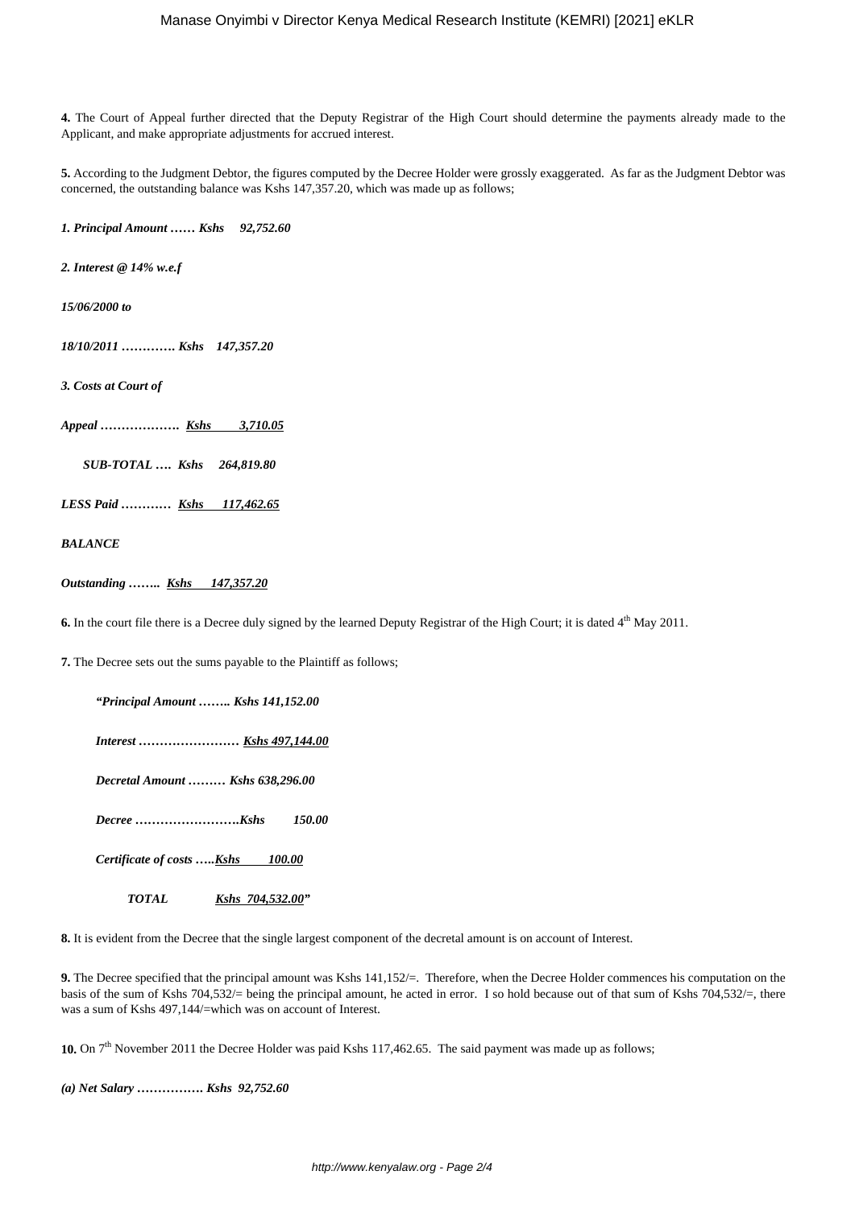**4.** The Court of Appeal further directed that the Deputy Registrar of the High Court should determine the payments already made to the Applicant, and make appropriate adjustments for accrued interest.

**5.** According to the Judgment Debtor, the figures computed by the Decree Holder were grossly exaggerated. As far as the Judgment Debtor was concerned, the outstanding balance was Kshs 147,357.20, which was made up as follows;

***1. Principal Amount …… Kshs 92,752.60***

***2. Interest @ 14% w.e.f***

***15/06/2000 to***

***18/10/2011 …………. Kshs 147,357.20***

***3. Costs at Court of***

***Appeal ………………. Kshs 3,710.05***

***SUB-TOTAL …. Kshs 264,819.80***

***LESS Paid ………… Kshs 117,462.65***

***BALANCE***

***Outstanding …….. Kshs 147,357.20***

**6.** In the court file there is a Decree duly signed by the learned Deputy Registrar of the High Court; it is dated 4th May 2011.

**7.** The Decree sets out the sums payable to the Plaintiff as follows;

***"Principal Amount …….. Kshs 141,152.00***

***Interest …………………… Kshs 497,144.00***

***Decretal Amount ……… Kshs 638,296.00***

***Decree …………………….Kshs 150.00***

***Certificate of costs …..Kshs 100.00***

***TOTAL Kshs 704,532.00"***

**8.** It is evident from the Decree that the single largest component of the decretal amount is on account of Interest.

**9.** The Decree specified that the principal amount was Kshs 141,152/=. Therefore, when the Decree Holder commences his computation on the basis of the sum of Kshs 704,532/= being the principal amount, he acted in error. I so hold because out of that sum of Kshs 704,532/=, there was a sum of Kshs 497,144/=which was on account of Interest.

**10.** On 7th November 2011 the Decree Holder was paid Kshs 117,462.65. The said payment was made up as follows;

***(a) Net Salary ……………. Kshs 92,752.60***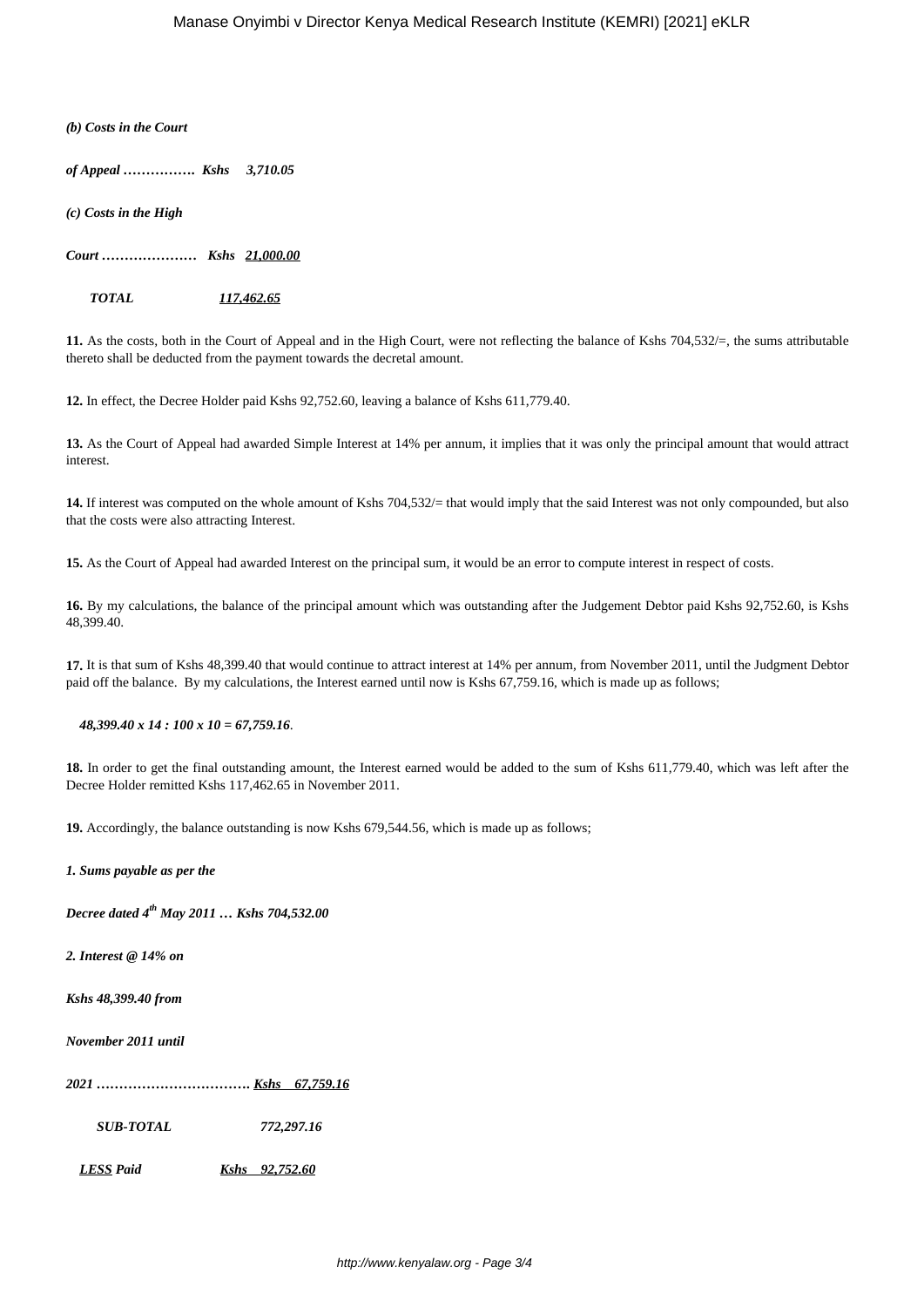***(b) Costs in the Court***

***of Appeal ……………. Kshs 3,710.05***

***(c) Costs in the High***

***Court ………………… Kshs <u>21,000.00</u>***

***TOTAL <u>117,462.65</u>***

**11.** As the costs, both in the Court of Appeal and in the High Court, were not reflecting the balance of Kshs 704,532/=, the sums attributable thereto shall be deducted from the payment towards the decretal amount.

**12.** In effect, the Decree Holder paid Kshs 92,752.60, leaving a balance of Kshs 611,779.40.

**13.** As the Court of Appeal had awarded Simple Interest at 14% per annum, it implies that it was only the principal amount that would attract interest.

**14.** If interest was computed on the whole amount of Kshs 704,532/= that would imply that the said Interest was not only compounded, but also that the costs were also attracting Interest.

**15.** As the Court of Appeal had awarded Interest on the principal sum, it would be an error to compute interest in respect of costs.

**16.** By my calculations, the balance of the principal amount which was outstanding after the Judgement Debtor paid Kshs 92,752.60, is Kshs 48,399.40.

**17.** It is that sum of Kshs 48,399.40 that would continue to attract interest at 14% per annum, from November 2011, until the Judgment Debtor paid off the balance. By my calculations, the Interest earned until now is Kshs 67,759.16, which is made up as follows;

***48,399.40 x 14 : 100 x 10 = 67,759.16***.

**18.** In order to get the final outstanding amount, the Interest earned would be added to the sum of Kshs 611,779.40, which was left after the Decree Holder remitted Kshs 117,462.65 in November 2011.

**19.** Accordingly, the balance outstanding is now Kshs 679,544.56, which is made up as follows;

***1. Sums payable as per the***

***Decree dated 4th May 2011 … Kshs 704,532.00***

***2. Interest @ 14% on***

***Kshs 48,399.40 from***

***November 2011 until***

***2021 ……………………………. <u>Kshs 67,759.16</u>***

***SUB-TOTAL 772,297.16***

***<u>LESS</u> Paid <u>Kshs 92,752.60</u>***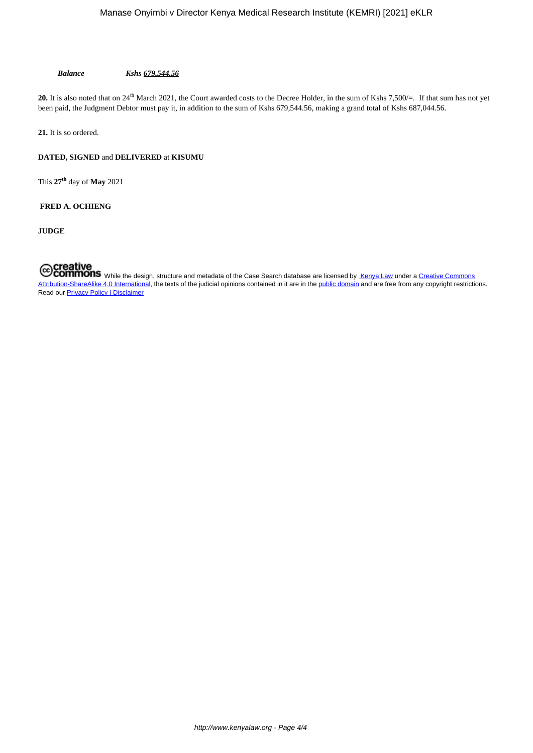***Balance*** ***Kshs 679,544.56***

**20.** It is also noted that on 24th March 2021, the Court awarded costs to the Decree Holder, in the sum of Kshs 7,500/=. If that sum has not yet been paid, the Judgment Debtor must pay it, in addition to the sum of Kshs 679,544.56, making a grand total of Kshs 687,044.56.

**21.** It is so ordered.

**DATED, SIGNED** and **DELIVERED** at **KISUMU**

This **27th** day of **May** 2021

**FRED A. OCHIENG**

**JUDGE**

While the design, structure and metadata of the Case Search database are licensed by Kenya Law under a Creative Commons Attribution-ShareAlike 4.0 International, the texts of the judicial opinions contained in it are in the public domain and are free from any copyright restrictions. Read our Privacy Policy | Disclaimer